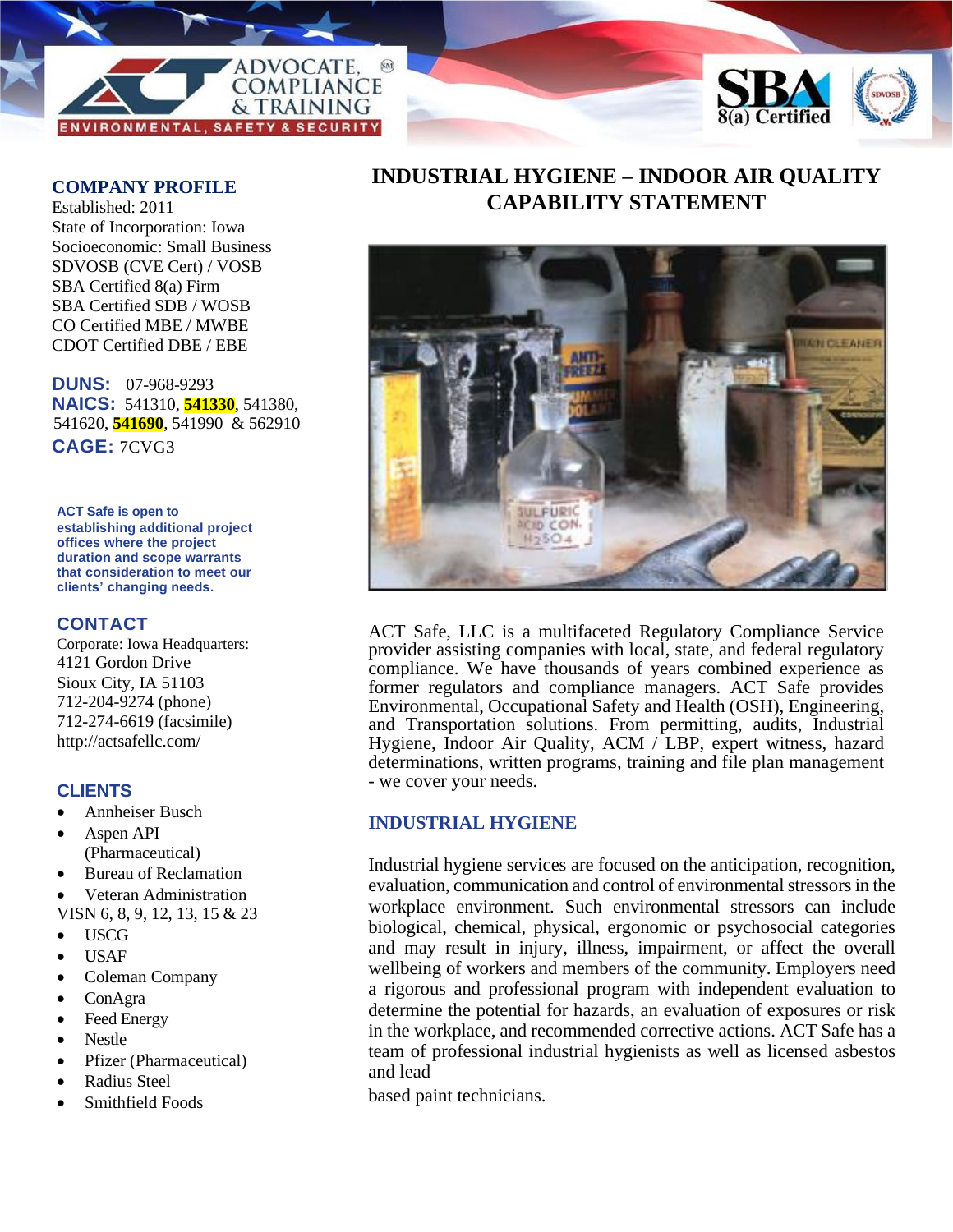ADVOCATE, COMPLIANCE & TRAINING

ENVIRONMENTAL, SAFETY & SECURITY

SBA 8(a) Certified

# INDUSTRIAL HYGIENE – INDOOR AIR QUALITY CAPABILITY STATEMENT

## COMPANY PROFILE

Established: 2011
State of Incorporation: Iowa
Socioeconomic: Small Business
SDVOSB (CVE Cert) / VOSB
SBA Certified 8(a) Firm
SBA Certified SDB / WOSB
CO Certified MBE / MWBE
CDOT Certified DBE / EBE

**DUNS:** 07-968-9293
**NAICS:** 541310, **541330**, 541380, 541620, **541690**, 541990 & 562910
**CAGE:** 7CVG3

**ACT Safe is open to establishing additional project offices where the project duration and scope warrants that consideration to meet our clients' changing needs.**

## CONTACT

Corporate: Iowa Headquarters:
4121 Gordon Drive
Sioux City, IA 51103
712-204-9274 (phone)
712-274-6619 (facsimile)
http://actsafellc.com/

## CLIENTS

- Annheiser Busch
- Aspen API (Pharmaceutical)
- Bureau of Reclamation
- Veteran Administration VISN 6, 8, 9, 12, 13, 15 & 23
- USCG
- USAF
- Coleman Company
- ConAgra
- Feed Energy
- Nestle
- Pfizer (Pharmaceutical)
- Radius Steel
- Smithfield Foods

ACT Safe, LLC is a multifaceted Regulatory Compliance Service provider assisting companies with local, state, and federal regulatory compliance. We have thousands of years combined experience as former regulators and compliance managers. ACT Safe provides Environmental, Occupational Safety and Health (OSH), Engineering, and Transportation solutions. From permitting, audits, Industrial Hygiene, Indoor Air Quality, ACM / LBP, expert witness, hazard determinations, written programs, training and file plan management - we cover your needs.

## INDUSTRIAL HYGIENE

Industrial hygiene services are focused on the anticipation, recognition, evaluation, communication and control of environmental stressors in the workplace environment. Such environmental stressors can include biological, chemical, physical, ergonomic or psychosocial categories and may result in injury, illness, impairment, or affect the overall wellbeing of workers and members of the community. Employers need a rigorous and professional program with independent evaluation to determine the potential for hazards, an evaluation of exposures or risk in the workplace, and recommended corrective actions. ACT Safe has a team of professional industrial hygienists as well as licensed asbestos and lead

based paint technicians.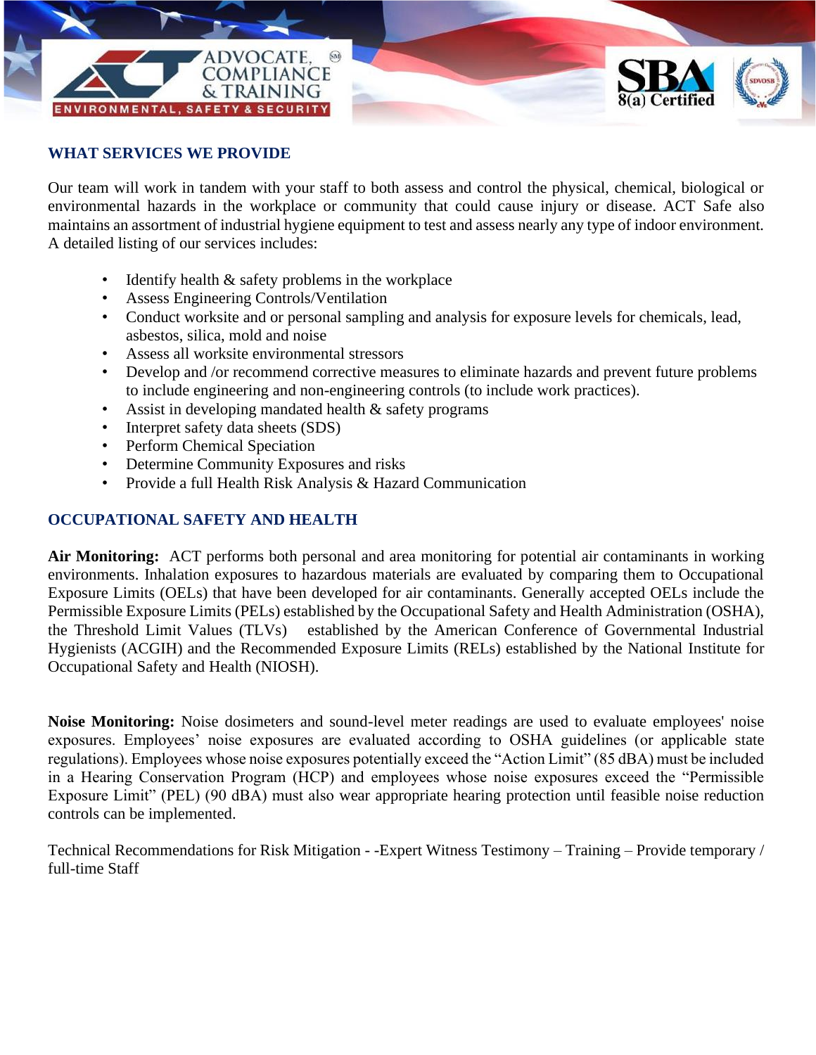## WHAT SERVICES WE PROVIDE

Our team will work in tandem with your staff to both assess and control the physical, chemical, biological or environmental hazards in the workplace or community that could cause injury or disease. ACT Safe also maintains an assortment of industrial hygiene equipment to test and assess nearly any type of indoor environment. A detailed listing of our services includes:

- Identify health & safety problems in the workplace
- Assess Engineering Controls/Ventilation
- Conduct worksite and or personal sampling and analysis for exposure levels for chemicals, lead, asbestos, silica, mold and noise
- Assess all worksite environmental stressors
- Develop and /or recommend corrective measures to eliminate hazards and prevent future problems to include engineering and non-engineering controls (to include work practices).
- Assist in developing mandated health & safety programs
- Interpret safety data sheets (SDS)
- Perform Chemical Speciation
- Determine Community Exposures and risks
- Provide a full Health Risk Analysis & Hazard Communication

## OCCUPATIONAL SAFETY AND HEALTH

**Air Monitoring:** ACT performs both personal and area monitoring for potential air contaminants in working environments. Inhalation exposures to hazardous materials are evaluated by comparing them to Occupational Exposure Limits (OELs) that have been developed for air contaminants. Generally accepted OELs include the Permissible Exposure Limits (PELs) established by the Occupational Safety and Health Administration (OSHA), the Threshold Limit Values (TLVs) established by the American Conference of Governmental Industrial Hygienists (ACGIH) and the Recommended Exposure Limits (RELs) established by the National Institute for Occupational Safety and Health (NIOSH).

**Noise Monitoring:** Noise dosimeters and sound-level meter readings are used to evaluate employees' noise exposures. Employees' noise exposures are evaluated according to OSHA guidelines (or applicable state regulations). Employees whose noise exposures potentially exceed the "Action Limit" (85 dBA) must be included in a Hearing Conservation Program (HCP) and employees whose noise exposures exceed the "Permissible Exposure Limit" (PEL) (90 dBA) must also wear appropriate hearing protection until feasible noise reduction controls can be implemented.

Technical Recommendations for Risk Mitigation - -Expert Witness Testimony – Training – Provide temporary / full-time Staff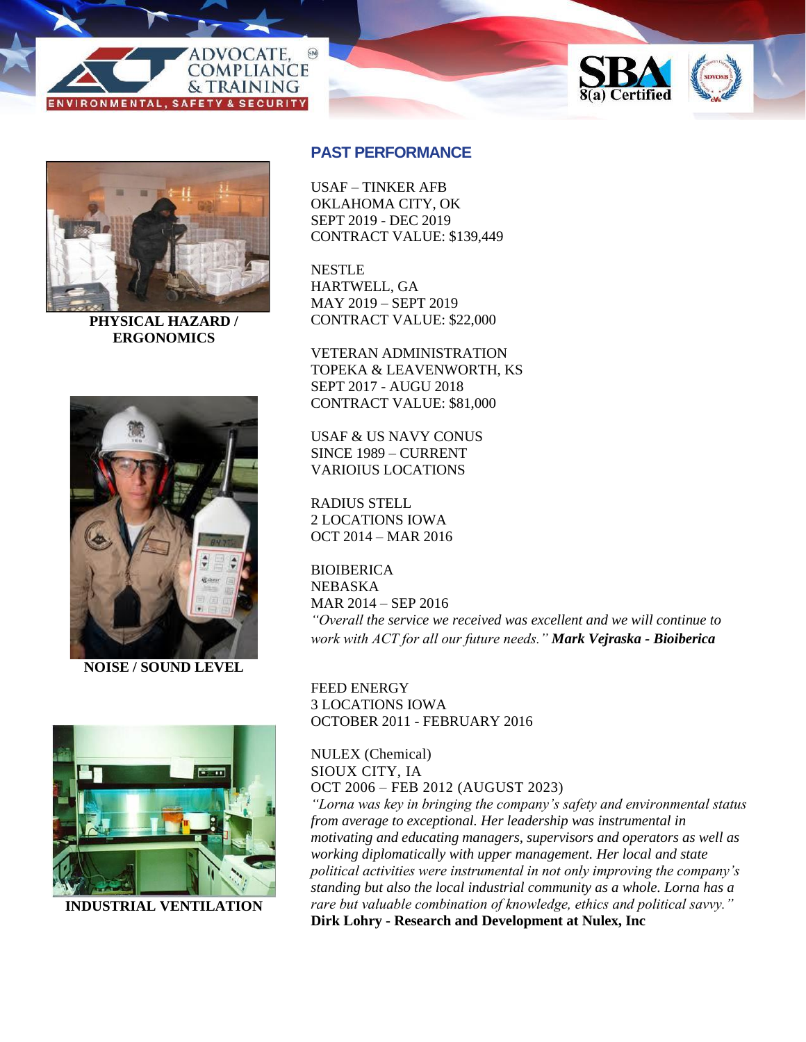## PAST PERFORMANCE

USAF – TINKER AFB
OKLAHOMA CITY, OK
SEPT 2019 - DEC 2019
CONTRACT VALUE: $139,449

NESTLE
HARTWELL, GA
MAY 2019 – SEPT 2019
CONTRACT VALUE: $22,000

VETERAN ADMINISTRATION
TOPEKA & LEAVENWORTH, KS
SEPT 2017 - AUGU 2018
CONTRACT VALUE: $81,000

USAF & US NAVY CONUS
SINCE 1989 – CURRENT
VARIOIUS LOCATIONS

RADIUS STELL
2 LOCATIONS IOWA
OCT 2014 – MAR 2016

BIOIBERICA
NEBASKA
MAR 2014 – SEP 2016
*"Overall the service we received was excellent and we will continue to work with ACT for all our future needs."* ***Mark Vejraska - Bioiberica***

FEED ENERGY
3 LOCATIONS IOWA
OCTOBER 2011 - FEBRUARY 2016

NULEX (Chemical)
SIOUX CITY, IA
OCT 2006 – FEB 2012 (AUGUST 2023)
*"Lorna was key in bringing the company's safety and environmental status from average to exceptional. Her leadership was instrumental in motivating and educating managers, supervisors and operators as well as working diplomatically with upper management. Her local and state political activities were instrumental in not only improving the company's standing but also the local industrial community as a whole. Lorna has a rare but valuable combination of knowledge, ethics and political savvy."*
**Dirk Lohry - Research and Development at Nulex, Inc**

**PHYSICAL HAZARD / ERGONOMICS**

**NOISE / SOUND LEVEL**

**INDUSTRIAL VENTILATION**